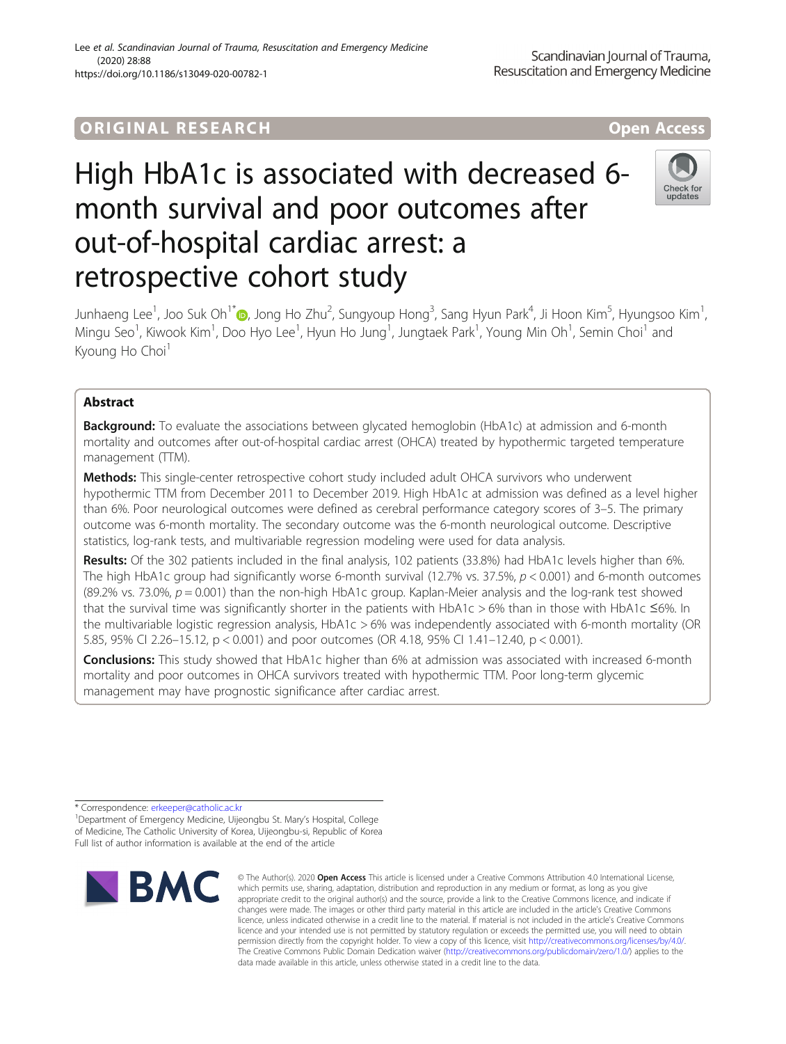ORIGINAL RESEARCH

Open Access

# High HbA1c is associated with decreased 6-month survival and poor outcomes after out-of-hospital cardiac arrest: a retrospective cohort study

Junhaeng Lee[1], Joo Suk Oh[1*], Jong Ho Zhu[2], Sungyoup Hong[3], Sang Hyun Park[4], Ji Hoon Kim[5], Hyungsoo Kim[1], Mingu Seo[1], Kiwook Kim[1], Doo Hyo Lee[1], Hyun Ho Jung[1], Jungtaek Park[1], Young Min Oh[1], Semin Choi[1] and Kyoung Ho Choi[1]

## Abstract

**Background:** To evaluate the associations between glycated hemoglobin (HbA1c) at admission and 6-month mortality and outcomes after out-of-hospital cardiac arrest (OHCA) treated by hypothermic targeted temperature management (TTM).

**Methods:** This single-center retrospective cohort study included adult OHCA survivors who underwent hypothermic TTM from December 2011 to December 2019. High HbA1c at admission was defined as a level higher than 6%. Poor neurological outcomes were defined as cerebral performance category scores of 3–5. The primary outcome was 6-month mortality. The secondary outcome was the 6-month neurological outcome. Descriptive statistics, log-rank tests, and multivariable regression modeling were used for data analysis.

**Results:** Of the 302 patients included in the final analysis, 102 patients (33.8%) had HbA1c levels higher than 6%. The high HbA1c group had significantly worse 6-month survival (12.7% vs. 37.5%, $p < 0.001$) and 6-month outcomes (89.2% vs. 73.0%, $p = 0.001$) than the non-high HbA1c group. Kaplan-Meier analysis and the log-rank test showed that the survival time was significantly shorter in the patients with HbA1c > 6% than in those with HbA1c ≤6%. In the multivariable logistic regression analysis, HbA1c > 6% was independently associated with 6-month mortality (OR 5.85, 95% CI 2.26–15.12, p < 0.001) and poor outcomes (OR 4.18, 95% CI 1.41–12.40, p < 0.001).

**Conclusions:** This study showed that HbA1c higher than 6% at admission was associated with increased 6-month mortality and poor outcomes in OHCA survivors treated with hypothermic TTM. Poor long-term glycemic management may have prognostic significance after cardiac arrest.

\* Correspondence: erkeeper@catholic.ac.kr

[1]Department of Emergency Medicine, Uijeongbu St. Mary's Hospital, College of Medicine, The Catholic University of Korea, Uijeongbu-si, Republic of Korea

Full list of author information is available at the end of the article

© The Author(s). 2020 **Open Access** This article is licensed under a Creative Commons Attribution 4.0 International License, which permits use, sharing, adaptation, distribution and reproduction in any medium or format, as long as you give appropriate credit to the original author(s) and the source, provide a link to the Creative Commons licence, and indicate if changes were made. The images or other third party material in this article are included in the article's Creative Commons licence, unless indicated otherwise in a credit line to the material. If material is not included in the article's Creative Commons licence and your intended use is not permitted by statutory regulation or exceeds the permitted use, you will need to obtain permission directly from the copyright holder. To view a copy of this licence, visit http://creativecommons.org/licenses/by/4.0/. The Creative Commons Public Domain Dedication waiver (http://creativecommons.org/publicdomain/zero/1.0/) applies to the data made available in this article, unless otherwise stated in a credit line to the data.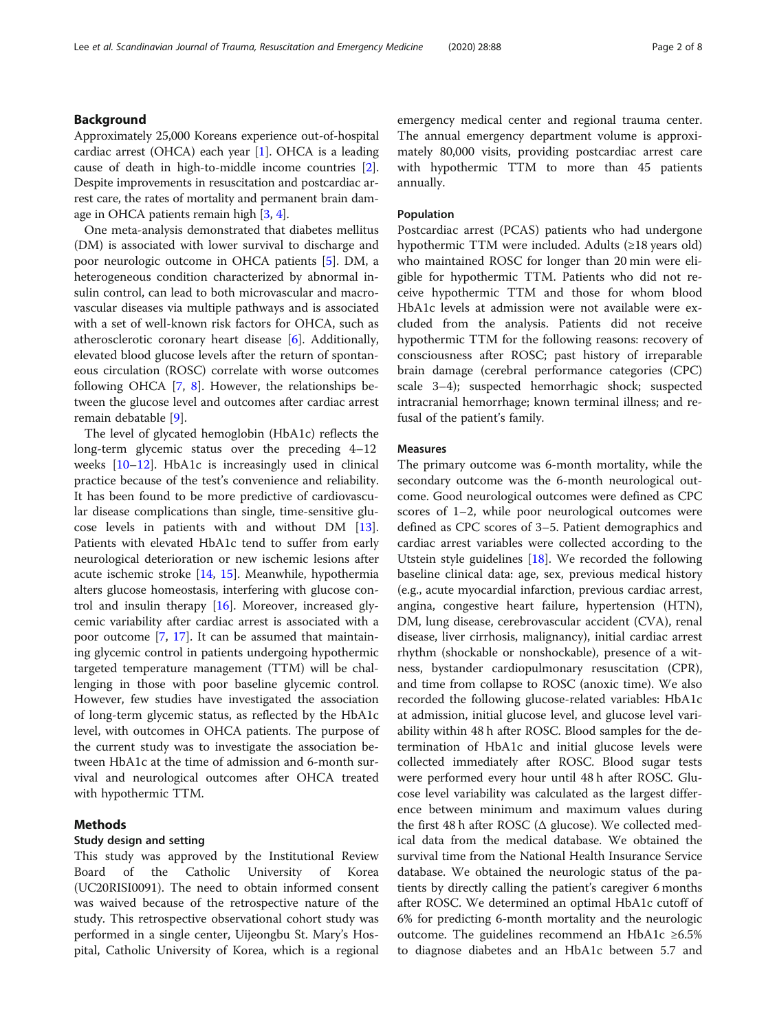## Background

Approximately 25,000 Koreans experience out-of-hospital cardiac arrest (OHCA) each year [1]. OHCA is a leading cause of death in high-to-middle income countries [2]. Despite improvements in resuscitation and postcardiac arrest care, the rates of mortality and permanent brain damage in OHCA patients remain high [3, 4].

One meta-analysis demonstrated that diabetes mellitus (DM) is associated with lower survival to discharge and poor neurologic outcome in OHCA patients [5]. DM, a heterogeneous condition characterized by abnormal insulin control, can lead to both microvascular and macrovascular diseases via multiple pathways and is associated with a set of well-known risk factors for OHCA, such as atherosclerotic coronary heart disease [6]. Additionally, elevated blood glucose levels after the return of spontaneous circulation (ROSC) correlate with worse outcomes following OHCA [7, 8]. However, the relationships between the glucose level and outcomes after cardiac arrest remain debatable [9].

The level of glycated hemoglobin (HbA1c) reflects the long-term glycemic status over the preceding 4–12 weeks [10–12]. HbA1c is increasingly used in clinical practice because of the test's convenience and reliability. It has been found to be more predictive of cardiovascular disease complications than single, time-sensitive glucose levels in patients with and without DM [13]. Patients with elevated HbA1c tend to suffer from early neurological deterioration or new ischemic lesions after acute ischemic stroke [14, 15]. Meanwhile, hypothermia alters glucose homeostasis, interfering with glucose control and insulin therapy [16]. Moreover, increased glycemic variability after cardiac arrest is associated with a poor outcome [7, 17]. It can be assumed that maintaining glycemic control in patients undergoing hypothermic targeted temperature management (TTM) will be challenging in those with poor baseline glycemic control. However, few studies have investigated the association of long-term glycemic status, as reflected by the HbA1c level, with outcomes in OHCA patients. The purpose of the current study was to investigate the association between HbA1c at the time of admission and 6-month survival and neurological outcomes after OHCA treated with hypothermic TTM.

## Methods

### Study design and setting

This study was approved by the Institutional Review Board of the Catholic University of Korea (UC20RISI0091). The need to obtain informed consent was waived because of the retrospective nature of the study. This retrospective observational cohort study was performed in a single center, Uijeongbu St. Mary's Hospital, Catholic University of Korea, which is a regional emergency medical center and regional trauma center. The annual emergency department volume is approximately 80,000 visits, providing postcardiac arrest care with hypothermic TTM to more than 45 patients annually.

### Population

Postcardiac arrest (PCAS) patients who had undergone hypothermic TTM were included. Adults (≥18 years old) who maintained ROSC for longer than 20 min were eligible for hypothermic TTM. Patients who did not receive hypothermic TTM and those for whom blood HbA1c levels at admission were not available were excluded from the analysis. Patients did not receive hypothermic TTM for the following reasons: recovery of consciousness after ROSC; past history of irreparable brain damage (cerebral performance categories (CPC) scale 3–4); suspected hemorrhagic shock; suspected intracranial hemorrhage; known terminal illness; and refusal of the patient's family.

### Measures

The primary outcome was 6-month mortality, while the secondary outcome was the 6-month neurological outcome. Good neurological outcomes were defined as CPC scores of 1–2, while poor neurological outcomes were defined as CPC scores of 3–5. Patient demographics and cardiac arrest variables were collected according to the Utstein style guidelines [18]. We recorded the following baseline clinical data: age, sex, previous medical history (e.g., acute myocardial infarction, previous cardiac arrest, angina, congestive heart failure, hypertension (HTN), DM, lung disease, cerebrovascular accident (CVA), renal disease, liver cirrhosis, malignancy), initial cardiac arrest rhythm (shockable or nonshockable), presence of a witness, bystander cardiopulmonary resuscitation (CPR), and time from collapse to ROSC (anoxic time). We also recorded the following glucose-related variables: HbA1c at admission, initial glucose level, and glucose level variability within 48 h after ROSC. Blood samples for the determination of HbA1c and initial glucose levels were collected immediately after ROSC. Blood sugar tests were performed every hour until 48 h after ROSC. Glucose level variability was calculated as the largest difference between minimum and maximum values during the first 48 h after ROSC (Δ glucose). We collected medical data from the medical database. We obtained the survival time from the National Health Insurance Service database. We obtained the neurologic status of the patients by directly calling the patient's caregiver 6 months after ROSC. We determined an optimal HbA1c cutoff of 6% for predicting 6-month mortality and the neurologic outcome. The guidelines recommend an HbA1c ≥6.5% to diagnose diabetes and an HbA1c between 5.7 and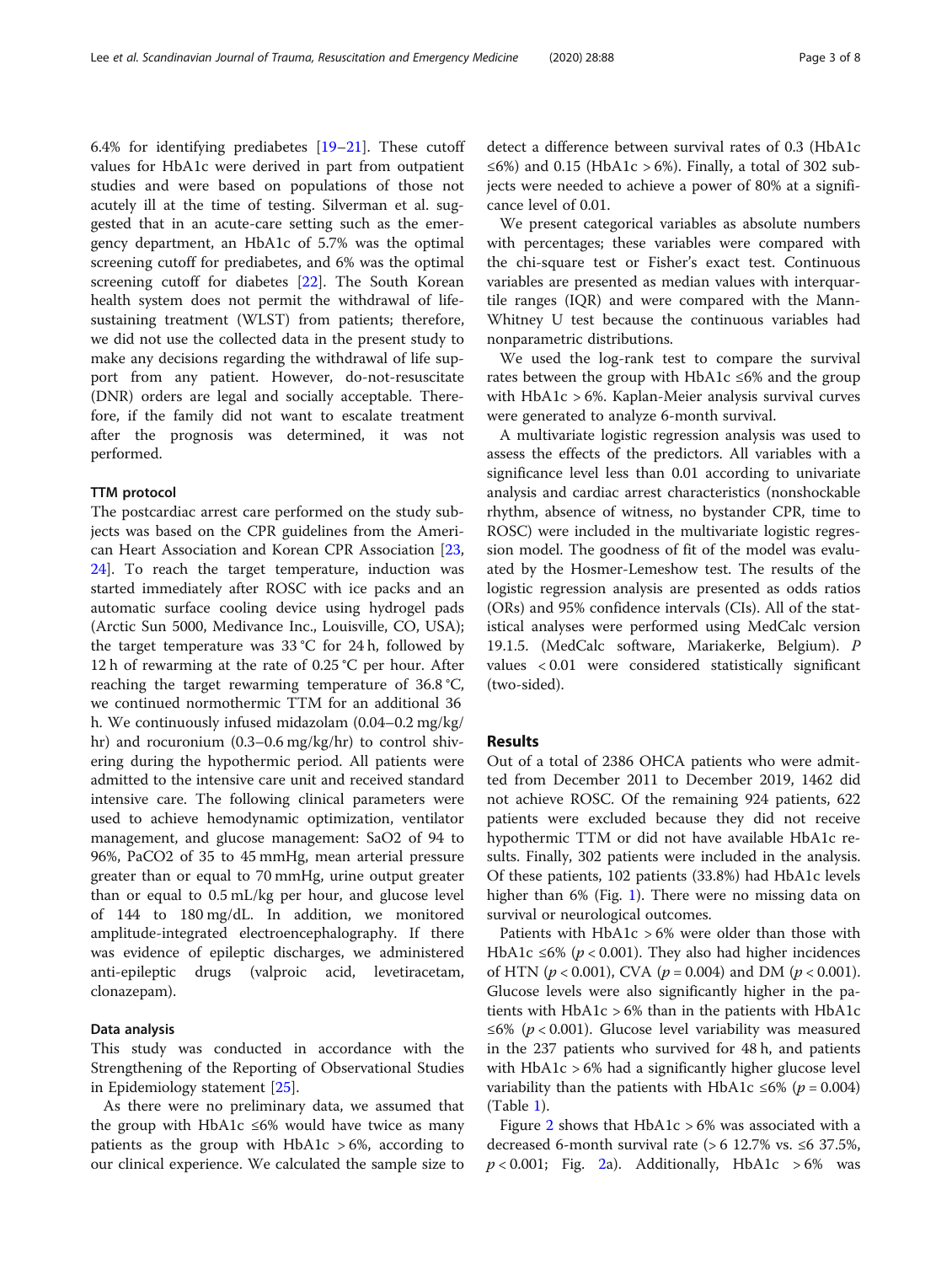6.4% for identifying prediabetes [19–21]. These cutoff values for HbA1c were derived in part from outpatient studies and were based on populations of those not acutely ill at the time of testing. Silverman et al. suggested that in an acute-care setting such as the emergency department, an HbA1c of 5.7% was the optimal screening cutoff for prediabetes, and 6% was the optimal screening cutoff for diabetes [22]. The South Korean health system does not permit the withdrawal of life-sustaining treatment (WLST) from patients; therefore, we did not use the collected data in the present study to make any decisions regarding the withdrawal of life support from any patient. However, do-not-resuscitate (DNR) orders are legal and socially acceptable. Therefore, if the family did not want to escalate treatment after the prognosis was determined, it was not performed.

### TTM protocol

The postcardiac arrest care performed on the study subjects was based on the CPR guidelines from the American Heart Association and Korean CPR Association [23, 24]. To reach the target temperature, induction was started immediately after ROSC with ice packs and an automatic surface cooling device using hydrogel pads (Arctic Sun 5000, Medivance Inc., Louisville, CO, USA); the target temperature was 33 °C for 24 h, followed by 12 h of rewarming at the rate of 0.25 °C per hour. After reaching the target rewarming temperature of 36.8 °C, we continued normothermic TTM for an additional 36 h. We continuously infused midazolam (0.04–0.2 mg/kg/hr) and rocuronium (0.3–0.6 mg/kg/hr) to control shivering during the hypothermic period. All patients were admitted to the intensive care unit and received standard intensive care. The following clinical parameters were used to achieve hemodynamic optimization, ventilator management, and glucose management: $SaO_2$ of 94 to 96%, $PaCO_2$ of 35 to 45 mmHg, mean arterial pressure greater than or equal to 70 mmHg, urine output greater than or equal to 0.5 mL/kg per hour, and glucose level of 144 to 180 mg/dL. In addition, we monitored amplitude-integrated electroencephalography. If there was evidence of epileptic discharges, we administered anti-epileptic drugs (valproic acid, levetiracetam, clonazepam).

### Data analysis

This study was conducted in accordance with the Strengthening of the Reporting of Observational Studies in Epidemiology statement [25].

As there were no preliminary data, we assumed that the group with HbA1c ≤6% would have twice as many patients as the group with HbA1c >6%, according to our clinical experience. We calculated the sample size to detect a difference between survival rates of 0.3 (HbA1c ≤6%) and 0.15 (HbA1c > 6%). Finally, a total of 302 subjects were needed to achieve a power of 80% at a significance level of 0.01.

We present categorical variables as absolute numbers with percentages; these variables were compared with the chi-square test or Fisher's exact test. Continuous variables are presented as median values with interquartile ranges (IQR) and were compared with the Mann-Whitney U test because the continuous variables had nonparametric distributions.

We used the log-rank test to compare the survival rates between the group with HbA1c ≤6% and the group with HbA1c > 6%. Kaplan-Meier analysis survival curves were generated to analyze 6-month survival.

A multivariate logistic regression analysis was used to assess the effects of the predictors. All variables with a significance level less than 0.01 according to univariate analysis and cardiac arrest characteristics (nonshockable rhythm, absence of witness, no bystander CPR, time to ROSC) were included in the multivariate logistic regression model. The goodness of fit of the model was evaluated by the Hosmer-Lemeshow test. The results of the logistic regression analysis are presented as odds ratios (ORs) and 95% confidence intervals (CIs). All of the statistical analyses were performed using MedCalc version 19.1.5. (MedCalc software, Mariakerke, Belgium). *P* values $< 0.01$ were considered statistically significant (two-sided).

## Results

Out of a total of 2386 OHCA patients who were admitted from December 2011 to December 2019, 1462 did not achieve ROSC. Of the remaining 924 patients, 622 patients were excluded because they did not receive hypothermic TTM or did not have available HbA1c results. Finally, 302 patients were included in the analysis. Of these patients, 102 patients (33.8%) had HbA1c levels higher than 6% (Fig. 1). There were no missing data on survival or neurological outcomes.

Patients with HbA1c > 6% were older than those with HbA1c ≤6% ($p < 0.001$). They also had higher incidences of HTN ($p < 0.001$), CVA ($p = 0.004$) and DM ($p < 0.001$). Glucose levels were also significantly higher in the patients with HbA1c > 6% than in the patients with HbA1c ≤6% ($p < 0.001$). Glucose level variability was measured in the 237 patients who survived for 48 h, and patients with HbA1c > 6% had a significantly higher glucose level variability than the patients with HbA1c ≤6% ($p = 0.004$) (Table 1).

Figure 2 shows that HbA1c > 6% was associated with a decreased 6-month survival rate (> 6 12.7% vs. ≤6 37.5%, $p < 0.001$; Fig. 2a). Additionally, HbA1c > 6% was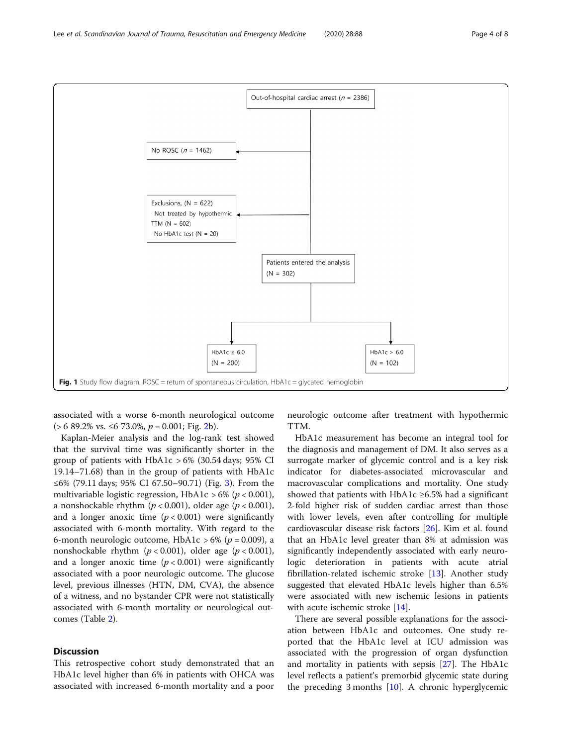Out-of-hospital cardiac arrest ($n$ = 2386)

No ROSC ($n$ = 1462)

Exclusions, (N = 622)
Not treated by hypothermic TTM (N = 602)
No HbA1c test (N = 20)

Patients entered the analysis (N = 302)

HbA1c ≤ 6.0 (N = 200)

HbA1c > 6.0 (N = 102)

**Fig. 1** Study flow diagram. ROSC = return of spontaneous circulation, HbA1c = glycated hemoglobin

associated with a worse 6-month neurological outcome (> 6 89.2% vs. ≤6 73.0%, $p$ = 0.001; Fig. 2b).

Kaplan-Meier analysis and the log-rank test showed that the survival time was significantly shorter in the group of patients with HbA1c > 6% (30.54 days; 95% CI 19.14–71.68) than in the group of patients with HbA1c ≤6% (79.11 days; 95% CI 67.50–90.71) (Fig. 3). From the multivariable logistic regression, HbA1c > 6% ($p < 0.001$), a nonshockable rhythm ($p < 0.001$), older age ($p < 0.001$), and a longer anoxic time ($p < 0.001$) were significantly associated with 6-month mortality. With regard to the 6-month neurologic outcome, HbA1c > 6% ($p = 0.009$), a nonshockable rhythm ($p < 0.001$), older age ($p < 0.001$), and a longer anoxic time ($p < 0.001$) were significantly associated with a poor neurologic outcome. The glucose level, previous illnesses (HTN, DM, CVA), the absence of a witness, and no bystander CPR were not statistically associated with 6-month mortality or neurological outcomes (Table 2).

## Discussion

This retrospective cohort study demonstrated that an HbA1c level higher than 6% in patients with OHCA was associated with increased 6-month mortality and a poor neurologic outcome after treatment with hypothermic TTM.

HbA1c measurement has become an integral tool for the diagnosis and management of DM. It also serves as a surrogate marker of glycemic control and is a key risk indicator for diabetes-associated microvascular and macrovascular complications and mortality. One study showed that patients with HbA1c ≥6.5% had a significant 2-fold higher risk of sudden cardiac arrest than those with lower levels, even after controlling for multiple cardiovascular disease risk factors [26]. Kim et al. found that an HbA1c level greater than 8% at admission was significantly independently associated with early neurologic deterioration in patients with acute atrial fibrillation-related ischemic stroke [13]. Another study suggested that elevated HbA1c levels higher than 6.5% were associated with new ischemic lesions in patients with acute ischemic stroke [14].

There are several possible explanations for the association between HbA1c and outcomes. One study reported that the HbA1c level at ICU admission was associated with the progression of organ dysfunction and mortality in patients with sepsis [27]. The HbA1c level reflects a patient's premorbid glycemic state during the preceding 3 months [10]. A chronic hyperglycemic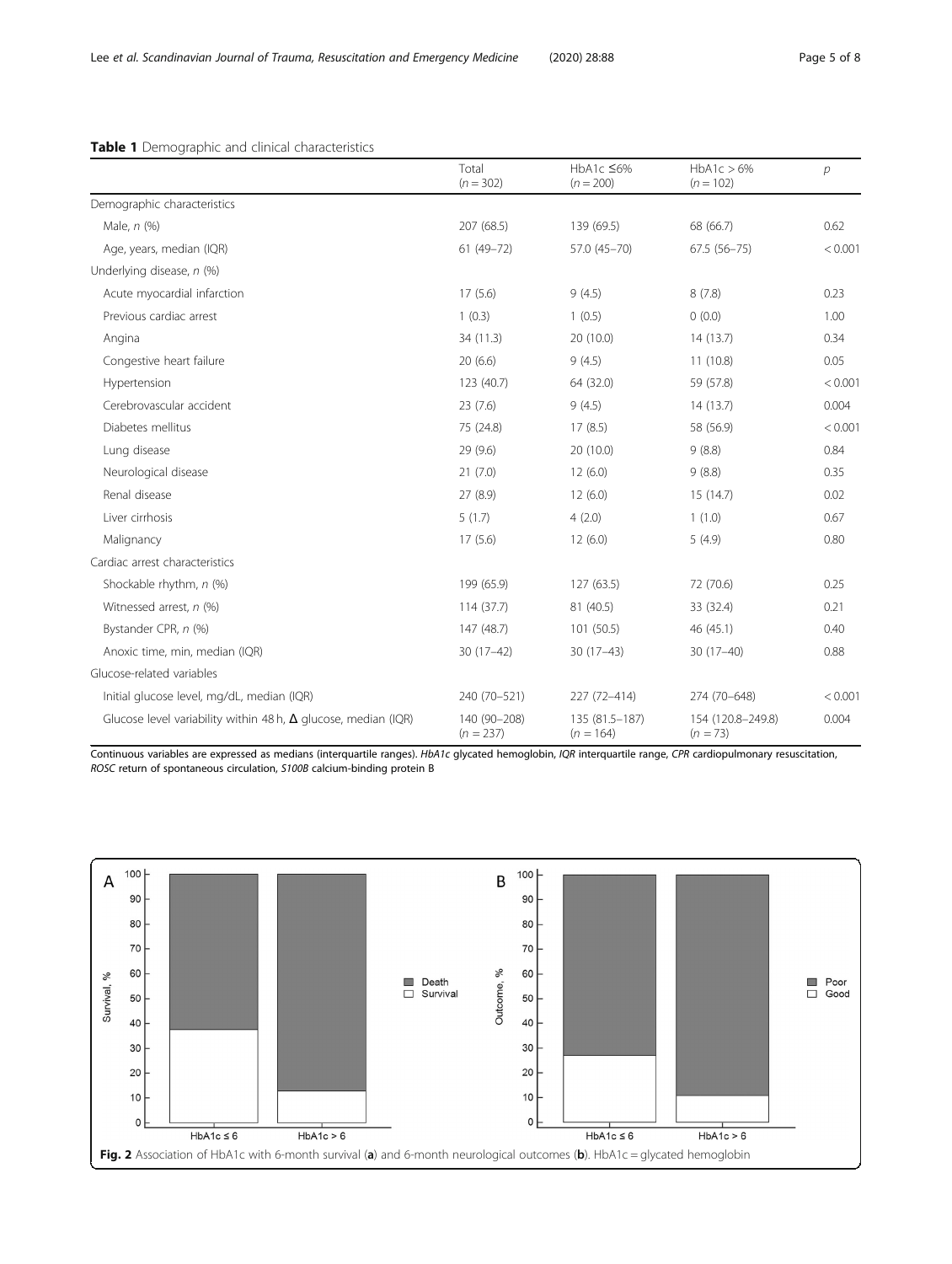**Table 1** Demographic and clinical characteristics

| | Total ($n = 302$) | HbA1c ≤6% ($n = 200$) | HbA1c > 6% ($n = 102$) | $p$ |
|---|---|---|---|---|
| Demographic characteristics | | | | |
| Male, *n* (%) | 207 (68.5) | 139 (69.5) | 68 (66.7) | 0.62 |
| Age, years, median (IQR) | 61 (49–72) | 57.0 (45–70) | 67.5 (56–75) | < 0.001 |
| Underlying disease, *n* (%) | | | | |
| Acute myocardial infarction | 17 (5.6) | 9 (4.5) | 8 (7.8) | 0.23 |
| Previous cardiac arrest | 1 (0.3) | 1 (0.5) | 0 (0.0) | 1.00 |
| Angina | 34 (11.3) | 20 (10.0) | 14 (13.7) | 0.34 |
| Congestive heart failure | 20 (6.6) | 9 (4.5) | 11 (10.8) | 0.05 |
| Hypertension | 123 (40.7) | 64 (32.0) | 59 (57.8) | < 0.001 |
| Cerebrovascular accident | 23 (7.6) | 9 (4.5) | 14 (13.7) | 0.004 |
| Diabetes mellitus | 75 (24.8) | 17 (8.5) | 58 (56.9) | < 0.001 |
| Lung disease | 29 (9.6) | 20 (10.0) | 9 (8.8) | 0.84 |
| Neurological disease | 21 (7.0) | 12 (6.0) | 9 (8.8) | 0.35 |
| Renal disease | 27 (8.9) | 12 (6.0) | 15 (14.7) | 0.02 |
| Liver cirrhosis | 5 (1.7) | 4 (2.0) | 1 (1.0) | 0.67 |
| Malignancy | 17 (5.6) | 12 (6.0) | 5 (4.9) | 0.80 |
| Cardiac arrest characteristics | | | | |
| Shockable rhythm, *n* (%) | 199 (65.9) | 127 (63.5) | 72 (70.6) | 0.25 |
| Witnessed arrest, *n* (%) | 114 (37.7) | 81 (40.5) | 33 (32.4) | 0.21 |
| Bystander CPR, *n* (%) | 147 (48.7) | 101 (50.5) | 46 (45.1) | 0.40 |
| Anoxic time, min, median (IQR) | 30 (17–42) | 30 (17–43) | 30 (17–40) | 0.88 |
| Glucose-related variables | | | | |
| Initial glucose level, mg/dL, median (IQR) | 240 (70–521) | 227 (72–414) | 274 (70–648) | < 0.001 |
| Glucose level variability within 48 h, Δ glucose, median (IQR) | 140 (90–208) ($n = 237$) | 135 (81.5–187) ($n = 164$) | 154 (120.8–249.8) ($n = 73$) | 0.004 |

Continuous variables are expressed as medians (interquartile ranges). *HbA1c* glycated hemoglobin, *IQR* interquartile range, *CPR* cardiopulmonary resuscitation, *ROSC* return of spontaneous circulation, *S100B* calcium-binding protein B

**Fig. 2** Association of HbA1c with 6-month survival (**a**) and 6-month neurological outcomes (**b**). HbA1c = glycated hemoglobin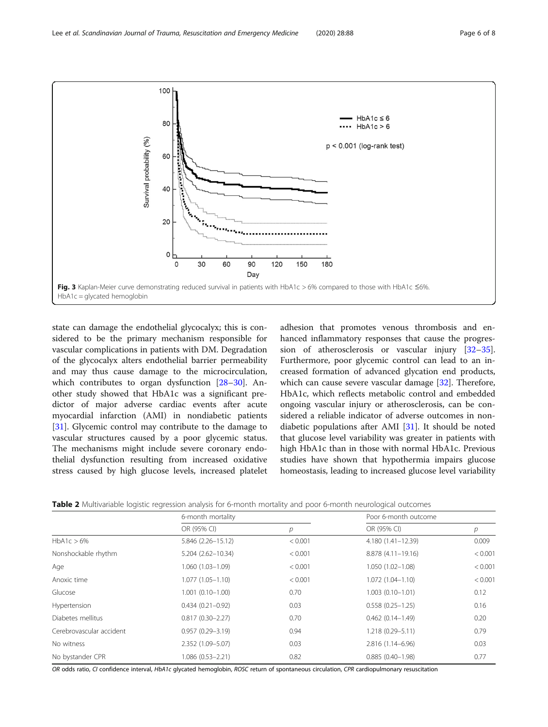Fig. 3 Kaplan-Meier curve demonstrating reduced survival in patients with HbA1c > 6% compared to those with HbA1c ≤6%. HbA1c = glycated hemoglobin

state can damage the endothelial glycocalyx; this is considered to be the primary mechanism responsible for vascular complications in patients with DM. Degradation of the glycocalyx alters endothelial barrier permeability and may thus cause damage to the microcirculation, which contributes to organ dysfunction [28–30]. Another study showed that HbA1c was a significant predictor of major adverse cardiac events after acute myocardial infarction (AMI) in nondiabetic patients [31]. Glycemic control may contribute to the damage to vascular structures caused by a poor glycemic status. The mechanisms might include severe coronary endothelial dysfunction resulting from increased oxidative stress caused by high glucose levels, increased platelet adhesion that promotes venous thrombosis and enhanced inflammatory responses that cause the progression of atherosclerosis or vascular injury [32–35]. Furthermore, poor glycemic control can lead to an increased formation of advanced glycation end products, which can cause severe vascular damage [32]. Therefore, HbA1c, which reflects metabolic control and embedded ongoing vascular injury or atherosclerosis, can be considered a reliable indicator of adverse outcomes in nondiabetic populations after AMI [31]. It should be noted that glucose level variability was greater in patients with high HbA1c than in those with normal HbA1c. Previous studies have shown that hypothermia impairs glucose homeostasis, leading to increased glucose level variability

**Table 2** Multivariable logistic regression analysis for 6-month mortality and poor 6-month neurological outcomes

| | 6-month mortality | | Poor 6-month outcome | |
|---|---|---|---|---|
| | OR (95% CI) | *p* | OR (95% CI) | *p* |
| HbA1c > 6% | 5.846 (2.26–15.12) | < 0.001 | 4.180 (1.41–12.39) | 0.009 |
| Nonshockable rhythm | 5.204 (2.62–10.34) | < 0.001 | 8.878 (4.11–19.16) | < 0.001 |
| Age | 1.060 (1.03–1.09) | < 0.001 | 1.050 (1.02–1.08) | < 0.001 |
| Anoxic time | 1.077 (1.05–1.10) | < 0.001 | 1.072 (1.04–1.10) | < 0.001 |
| Glucose | 1.001 (0.10–1.00) | 0.70 | 1.003 (0.10–1.01) | 0.12 |
| Hypertension | 0.434 (0.21–0.92) | 0.03 | 0.558 (0.25–1.25) | 0.16 |
| Diabetes mellitus | 0.817 (0.30–2.27) | 0.70 | 0.462 (0.14–1.49) | 0.20 |
| Cerebrovascular accident | 0.957 (0.29–3.19) | 0.94 | 1.218 (0.29–5.11) | 0.79 |
| No witness | 2.352 (1.09–5.07) | 0.03 | 2.816 (1.14–6.96) | 0.03 |
| No bystander CPR | 1.086 (0.53–2.21) | 0.82 | 0.885 (0.40–1.98) | 0.77 |

*OR* odds ratio, *CI* confidence interval, *HbA1c* glycated hemoglobin, *ROSC* return of spontaneous circulation, *CPR* cardiopulmonary resuscitation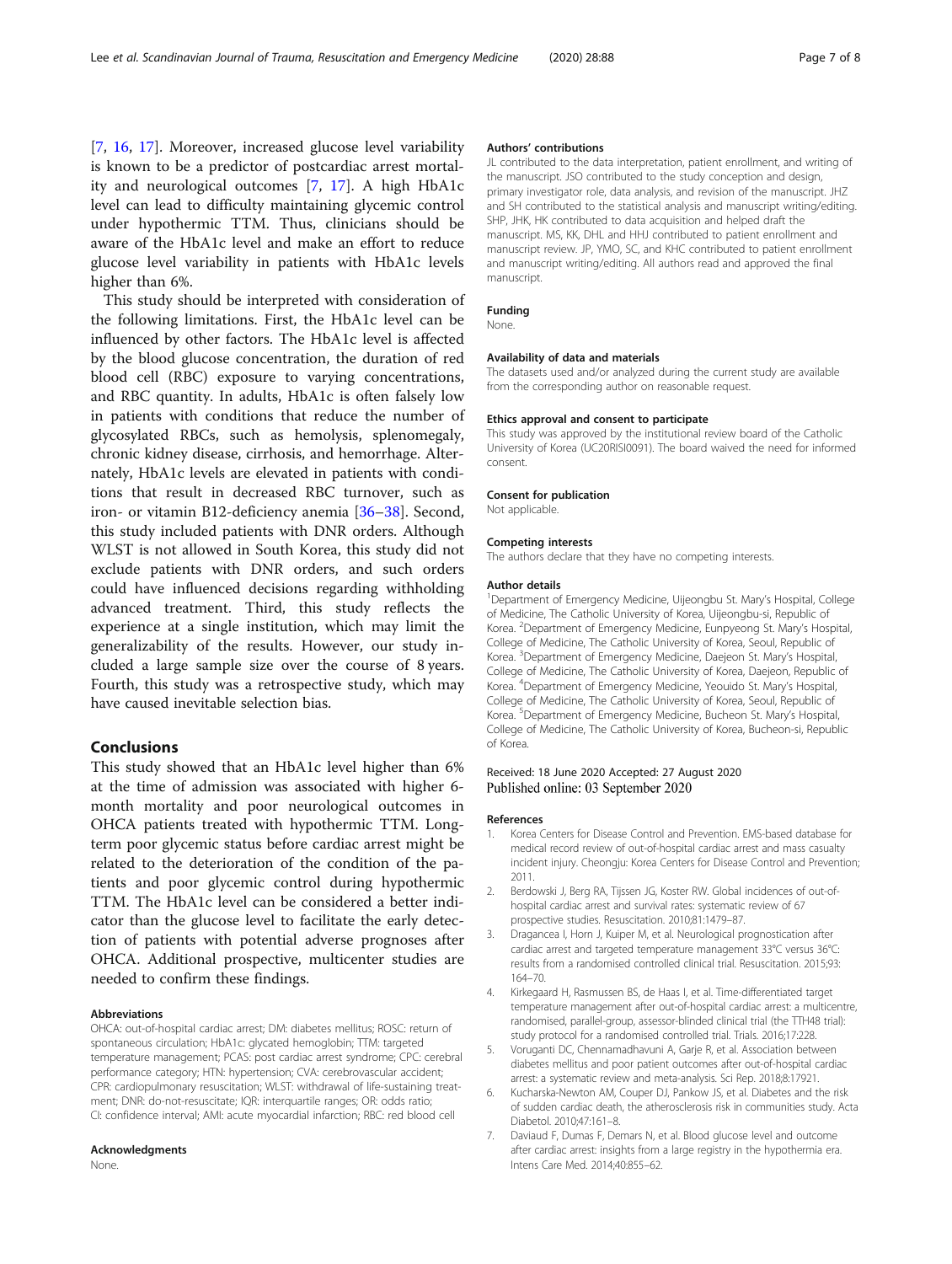[7, 16, 17]. Moreover, increased glucose level variability is known to be a predictor of postcardiac arrest mortality and neurological outcomes [7, 17]. A high HbA1c level can lead to difficulty maintaining glycemic control under hypothermic TTM. Thus, clinicians should be aware of the HbA1c level and make an effort to reduce glucose level variability in patients with HbA1c levels higher than 6%.

This study should be interpreted with consideration of the following limitations. First, the HbA1c level can be influenced by other factors. The HbA1c level is affected by the blood glucose concentration, the duration of red blood cell (RBC) exposure to varying concentrations, and RBC quantity. In adults, HbA1c is often falsely low in patients with conditions that reduce the number of glycosylated RBCs, such as hemolysis, splenomegaly, chronic kidney disease, cirrhosis, and hemorrhage. Alternately, HbA1c levels are elevated in patients with conditions that result in decreased RBC turnover, such as iron- or vitamin B12-deficiency anemia [36–38]. Second, this study included patients with DNR orders. Although WLST is not allowed in South Korea, this study did not exclude patients with DNR orders, and such orders could have influenced decisions regarding withholding advanced treatment. Third, this study reflects the experience at a single institution, which may limit the generalizability of the results. However, our study included a large sample size over the course of 8 years. Fourth, this study was a retrospective study, which may have caused inevitable selection bias.

## Conclusions

This study showed that an HbA1c level higher than 6% at the time of admission was associated with higher 6-month mortality and poor neurological outcomes in OHCA patients treated with hypothermic TTM. Long-term poor glycemic status before cardiac arrest might be related to the deterioration of the condition of the patients and poor glycemic control during hypothermic TTM. The HbA1c level can be considered a better indicator than the glucose level to facilitate the early detection of patients with potential adverse prognoses after OHCA. Additional prospective, multicenter studies are needed to confirm these findings.

#### Abbreviations

OHCA: out-of-hospital cardiac arrest; DM: diabetes mellitus; ROSC: return of spontaneous circulation; HbA1c: glycated hemoglobin; TTM: targeted temperature management; PCAS: post cardiac arrest syndrome; CPC: cerebral performance category; HTN: hypertension; CVA: cerebrovascular accident; CPR: cardiopulmonary resuscitation; WLST: withdrawal of life-sustaining treatment; DNR: do-not-resuscitate; IQR: interquartile ranges; OR: odds ratio; CI: confidence interval; AMI: acute myocardial infarction; RBC: red blood cell

#### Acknowledgments

None.

#### Authors' contributions

JL contributed to the data interpretation, patient enrollment, and writing of the manuscript. JSO contributed to the study conception and design, primary investigator role, data analysis, and revision of the manuscript. JHZ and SH contributed to the statistical analysis and manuscript writing/editing. SHP, JHK, HK contributed to data acquisition and helped draft the manuscript. MS, KK, DHL and HHJ contributed to patient enrollment and manuscript review. JP, YMO, SC, and KHC contributed to patient enrollment and manuscript writing/editing. All authors read and approved the final manuscript.

#### Funding

None.

#### Availability of data and materials

The datasets used and/or analyzed during the current study are available from the corresponding author on reasonable request.

#### Ethics approval and consent to participate

This study was approved by the institutional review board of the Catholic University of Korea (UC20RISI0091). The board waived the need for informed consent.

#### Consent for publication

Not applicable.

#### Competing interests

The authors declare that they have no competing interests.

#### Author details

[1]Department of Emergency Medicine, Uijeongbu St. Mary's Hospital, College of Medicine, The Catholic University of Korea, Uijeongbu-si, Republic of Korea. [2]Department of Emergency Medicine, Eunpyeong St. Mary's Hospital, College of Medicine, The Catholic University of Korea, Seoul, Republic of Korea. [3]Department of Emergency Medicine, Daejeon St. Mary's Hospital, College of Medicine, The Catholic University of Korea, Daejeon, Republic of Korea. [4]Department of Emergency Medicine, Yeouido St. Mary's Hospital, College of Medicine, The Catholic University of Korea, Seoul, Republic of Korea. [5]Department of Emergency Medicine, Bucheon St. Mary's Hospital, College of Medicine, The Catholic University of Korea, Bucheon-si, Republic of Korea.

Received: 18 June 2020 Accepted: 27 August 2020
Published online: 03 September 2020

#### References

1. Korea Centers for Disease Control and Prevention. EMS-based database for medical record review of out-of-hospital cardiac arrest and mass casualty incident injury. Cheongju: Korea Centers for Disease Control and Prevention; 2011.
2. Berdowski J, Berg RA, Tijssen JG, Koster RW. Global incidences of out-of-hospital cardiac arrest and survival rates: systematic review of 67 prospective studies. Resuscitation. 2010;81:1479–87.
3. Dragancea I, Horn J, Kuiper M, et al. Neurological prognostication after cardiac arrest and targeted temperature management 33°C versus 36°C: results from a randomised controlled clinical trial. Resuscitation. 2015;93: 164–70.
4. Kirkegaard H, Rasmussen BS, de Haas I, et al. Time-differentiated target temperature management after out-of-hospital cardiac arrest: a multicentre, randomised, parallel-group, assessor-blinded clinical trial (the TTH48 trial): study protocol for a randomised controlled trial. Trials. 2016;17:228.
5. Voruganti DC, Chennamadhavuni A, Garje R, et al. Association between diabetes mellitus and poor patient outcomes after out-of-hospital cardiac arrest: a systematic review and meta-analysis. Sci Rep. 2018;8:17921.
6. Kucharska-Newton AM, Couper DJ, Pankow JS, et al. Diabetes and the risk of sudden cardiac death, the atherosclerosis risk in communities study. Acta Diabetol. 2010;47:161–8.
7. Daviaud F, Dumas F, Demars N, et al. Blood glucose level and outcome after cardiac arrest: insights from a large registry in the hypothermia era. Intens Care Med. 2014;40:855–62.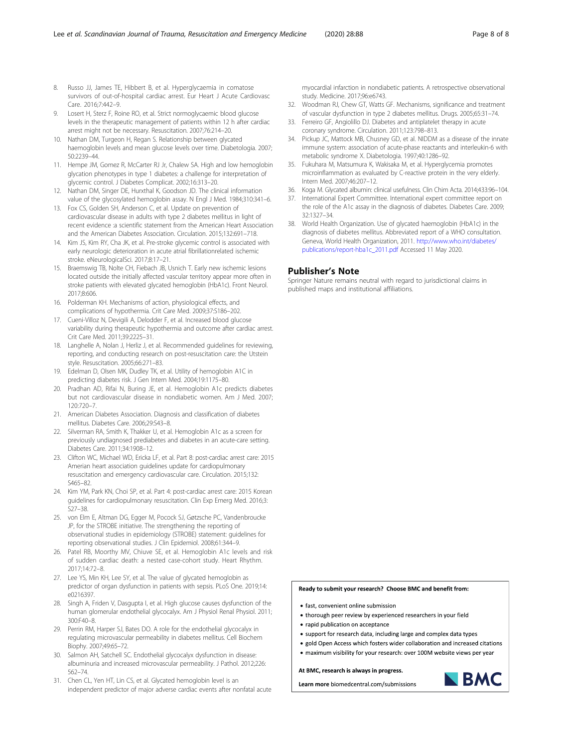8. Russo JJ, James TE, Hibbert B, et al. Hyperglycaemia in comatose survivors of out-of-hospital cardiac arrest. Eur Heart J Acute Cardiovasc Care. 2016;7:442–9.
9. Losert H, Sterz F, Roine RO, et al. Strict normoglycaemic blood glucose levels in the therapeutic management of patients within 12 h after cardiac arrest might not be necessary. Resuscitation. 2007;76:214–20.
10. Nathan DM, Turgeon H, Regan S. Relationship between glycated haemoglobin levels and mean glucose levels over time. Diabetologia. 2007; 50:2239–44.
11. Hempe JM, Gomez R, McCarter RJ Jr, Chalew SA. High and low hemoglobin glycation phenotypes in type 1 diabetes: a challenge for interpretation of glycemic control. J Diabetes Complicat. 2002;16:313–20.
12. Nathan DM, Singer DE, Hurxthal K, Goodson JD. The clinical information value of the glycosylated hemoglobin assay. N Engl J Med. 1984;310:341–6.
13. Fox CS, Golden SH, Anderson C, et al. Update on prevention of cardiovascular disease in adults with type 2 diabetes mellitus in light of recent evidence :a scientific statement from the American Heart Association and the American Diabetes Association. Circulation. 2015;132:691–718.
14. Kim JS, Kim RY, Cha JK, et al. Pre-stroke glycemic control is associated with early neurologic deterioration in acute atrial fibrillationrelated ischemic stroke. eNeurologicalSci. 2017;8:17–21.
15. Braemswig TB, Nolte CH, Fiebach JB, Usnich T. Early new ischemic lesions located outside the initially affected vascular territory appear more often in stroke patients with elevated glycated hemoglobin (HbA1c). Front Neurol. 2017;8:606.
16. Polderman KH. Mechanisms of action, physiological effects, and complications of hypothermia. Crit Care Med. 2009;37:S186–202.
17. Cueni-Villoz N, Devigili A, Delodder F, et al. Increased blood glucose variability during therapeutic hypothermia and outcome after cardiac arrest. Crit Care Med. 2011;39:2225–31.
18. Langhelle A, Nolan J, Herliz J, et al. Recommended guidelines for reviewing, reporting, and conducting research on post-resuscitation care: the Utstein style. Resuscitation. 2005;66:271–83.
19. Edelman D, Olsen MK, Dudley TK, et al. Utility of hemoglobin A1C in predicting diabetes risk. J Gen Intern Med. 2004;19:1175–80.
20. Pradhan AD, Rifai N, Buring JE, et al. Hemoglobin A1c predicts diabetes but not cardiovascular disease in nondiabetic women. Am J Med. 2007; 120:720–7.
21. American Diabetes Association. Diagnosis and classification of diabetes mellitus. Diabetes Care. 2006;29:S43–8.
22. Silverman RA, Smith K, Thakker U, et al. Hemoglobin A1c as a screen for previously undiagnosed prediabetes and diabetes in an acute-care setting. Diabetes Care. 2011;34:1908–12.
23. Clifton WC, Michael WD, Ericka LF, et al. Part 8: post-cardiac arrest care: 2015 Amerian heart association guidelines update for cardiopulmonary resuscitation and emergency cardiovascular care. Circulation. 2015;132: S465–82.
24. Kim YM, Park KN, Choi SP, et al. Part 4: post-cardiac arrest care: 2015 Korean guidelines for cardiopulmonary resuscitation. Clin Exp Emerg Med. 2016;3: S27–38.
25. von Elm E, Altman DG, Egger M, Pocock SJ, Gøtzsche PC, Vandenbroucke JP, for the STROBE initiative. The strengthening the reporting of observational studies in epidemiology (STROBE) statement: guidelines for reporting observational studies. J Clin Epidemiol. 2008;61:344–9.
26. Patel RB, Moorthy MV, Chiuve SE, et al. Hemoglobin A1c levels and risk of sudden cardiac death: a nested case-cohort study. Heart Rhythm. 2017;14:72–8.
27. Lee YS, Min KH, Lee SY, et al. The value of glycated hemoglobin as predictor of organ dysfunction in patients with sepsis. PLoS One. 2019;14: e0216397.
28. Singh A, Friden V, Dasgupta I, et al. High glucose causes dysfunction of the human glomerular endothelial glycocalyx. Am J Physiol Renal Physiol. 2011; 300:F40–8.
29. Perrin RM, Harper SJ, Bates DO. A role for the endothelial glycocalyx in regulating microvascular permeability in diabetes mellitus. Cell Biochem Biophy. 2007;49:65–72.
30. Salmon AH, Satchell SC. Endothelial glycocalyx dysfunction in disease: albuminuria and increased microvascular permeability. J Pathol. 2012;226: 562–74.
31. Chen CL, Yen HT, Lin CS, et al. Glycated hemoglobin level is an independent predictor of major adverse cardiac events after nonfatal acute myocardial infarction in nondiabetic patients. A retrospective observational study. Medicine. 2017;96:e6743.
32. Woodman RJ, Chew GT, Watts GF. Mechanisms, significance and treatment of vascular dysfunction in type 2 diabetes mellitus. Drugs. 2005;65:31–74.
33. Ferreiro GF, Angiolillo DJ. Diabetes and antiplatelet therapy in acute coronary syndrome. Circulation. 2011;123:798–813.
34. Pickup JC, Mattock MB, Chusney GD, et al. NIDDM as a disease of the innate immune system: association of acute-phase reactants and interleukin-6 with metabolic syndrome X. Diabetologia. 1997;40:1286–92.
35. Fukuhara M, Matsumura K, Wakisaka M, et al. Hyperglycemia promotes microinflammation as evaluated by C-reactive protein in the very elderly. Intern Med. 2007;46:207–12.
36. Koga M. Glycated albumin: clinical usefulness. Clin Chim Acta. 2014;433:96–104.
37. International Expert Committee. International expert committee report on the role of the A1c assay in the diagnosis of diabetes. Diabetes Care. 2009; 32:1327–34.
38. World Health Organization. Use of glycated haemoglobin (HbA1c) in the diagnosis of diabetes mellitus. Abbreviated report of a WHO consultation. Geneva, World Health Organization, 2011. http://www.who.int/diabetes/publications/report-hba1c_2011.pdf Accessed 11 May 2020.

## Publisher's Note

Springer Nature remains neutral with regard to jurisdictional claims in published maps and institutional affiliations.

**Ready to submit your research? Choose BMC and benefit from:**

- fast, convenient online submission
- thorough peer review by experienced researchers in your field
- rapid publication on acceptance
- support for research data, including large and complex data types
- gold Open Access which fosters wider collaboration and increased citations
- maximum visibility for your research: over 100M website views per year

**At BMC, research is always in progress.**

**Learn more** biomedcentral.com/submissions

BMC